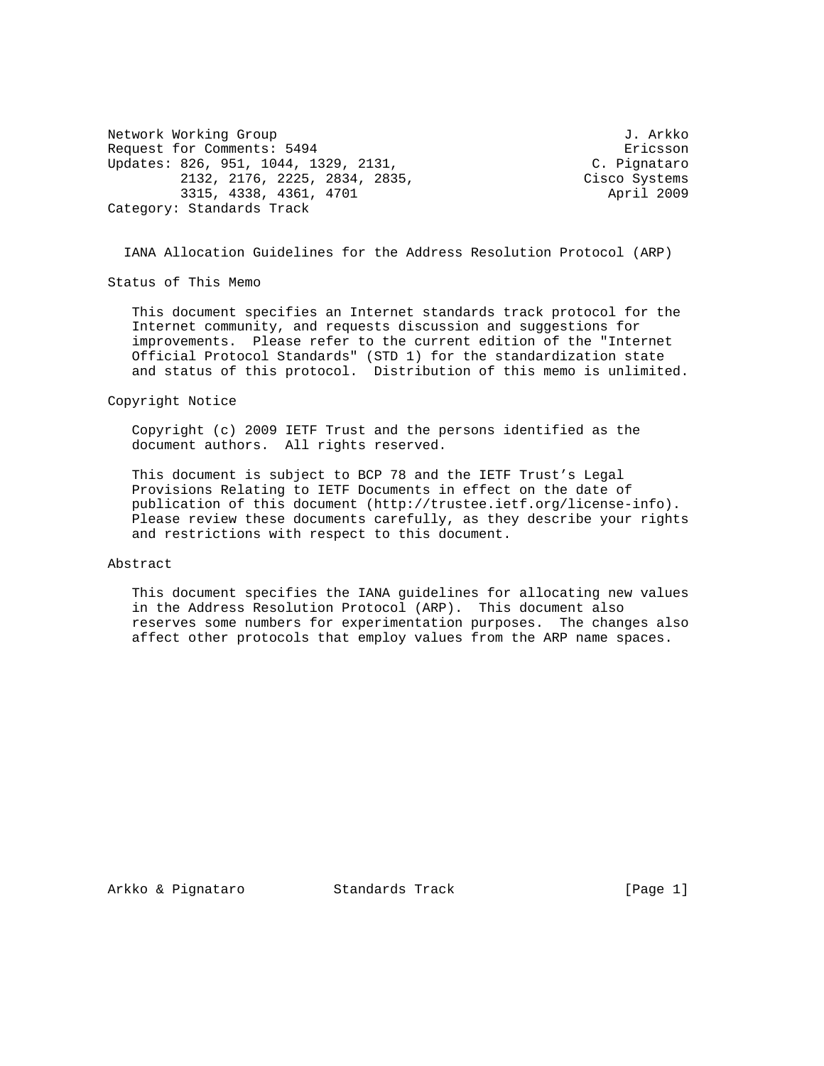Network Working Group J. Arkko
Request for Comments: 5494 Ericsson
Updates: 826, 951, 1044, 1329, 2131, 2132, 2176, 2225, 2834, 2835, 3315, 4338, 4361, 4701
C. Pignataro, Cisco Systems
April 2009
Category: Standards Track

# IANA Allocation Guidelines for the Address Resolution Protocol (ARP)

## Status of This Memo

This document specifies an Internet standards track protocol for the Internet community, and requests discussion and suggestions for improvements. Please refer to the current edition of the "Internet Official Protocol Standards" (STD 1) for the standardization state and status of this protocol. Distribution of this memo is unlimited.

## Copyright Notice

Copyright (c) 2009 IETF Trust and the persons identified as the document authors. All rights reserved.

This document is subject to BCP 78 and the IETF Trust's Legal Provisions Relating to IETF Documents in effect on the date of publication of this document (http://trustee.ietf.org/license-info). Please review these documents carefully, as they describe your rights and restrictions with respect to this document.

## Abstract

This document specifies the IANA guidelines for allocating new values in the Address Resolution Protocol (ARP). This document also reserves some numbers for experimentation purposes. The changes also affect other protocols that employ values from the ARP name spaces.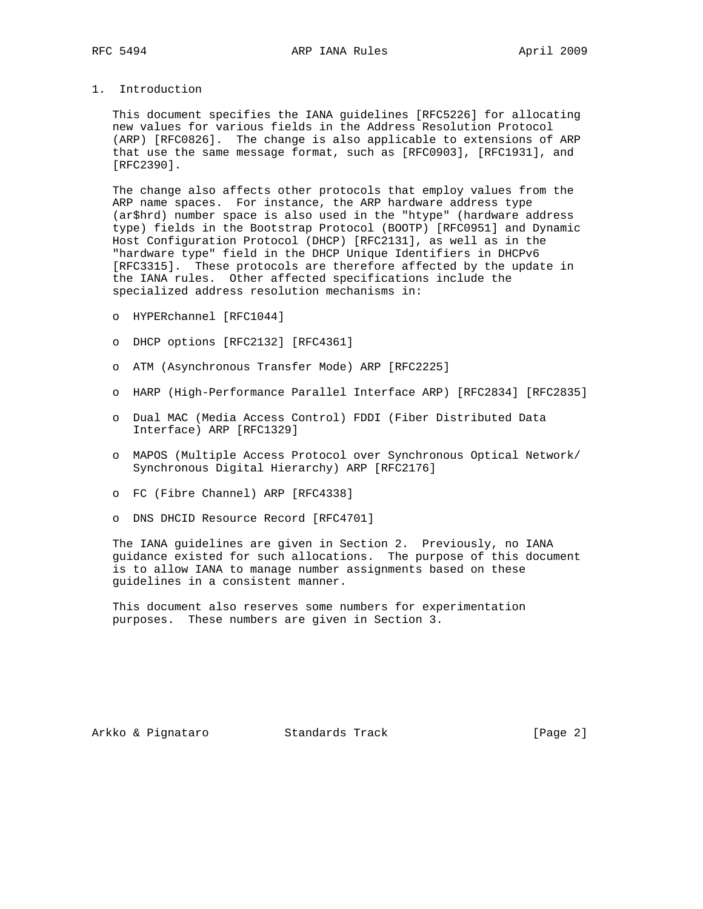# 1. Introduction

This document specifies the IANA guidelines [RFC5226] for allocating new values for various fields in the Address Resolution Protocol (ARP) [RFC0826]. The change is also applicable to extensions of ARP that use the same message format, such as [RFC0903], [RFC1931], and [RFC2390].

The change also affects other protocols that employ values from the ARP name spaces. For instance, the ARP hardware address type (ar$hrd) number space is also used in the "htype" (hardware address type) fields in the Bootstrap Protocol (BOOTP) [RFC0951] and Dynamic Host Configuration Protocol (DHCP) [RFC2131], as well as in the "hardware type" field in the DHCP Unique Identifiers in DHCPv6 [RFC3315]. These protocols are therefore affected by the update in the IANA rules. Other affected specifications include the specialized address resolution mechanisms in:

- HYPERchannel [RFC1044]
- DHCP options [RFC2132] [RFC4361]
- ATM (Asynchronous Transfer Mode) ARP [RFC2225]
- HARP (High-Performance Parallel Interface ARP) [RFC2834] [RFC2835]
- Dual MAC (Media Access Control) FDDI (Fiber Distributed Data Interface) ARP [RFC1329]
- MAPOS (Multiple Access Protocol over Synchronous Optical Network/ Synchronous Digital Hierarchy) ARP [RFC2176]
- FC (Fibre Channel) ARP [RFC4338]
- DNS DHCID Resource Record [RFC4701]

The IANA guidelines are given in Section 2. Previously, no IANA guidance existed for such allocations. The purpose of this document is to allow IANA to manage number assignments based on these guidelines in a consistent manner.

This document also reserves some numbers for experimentation purposes. These numbers are given in Section 3.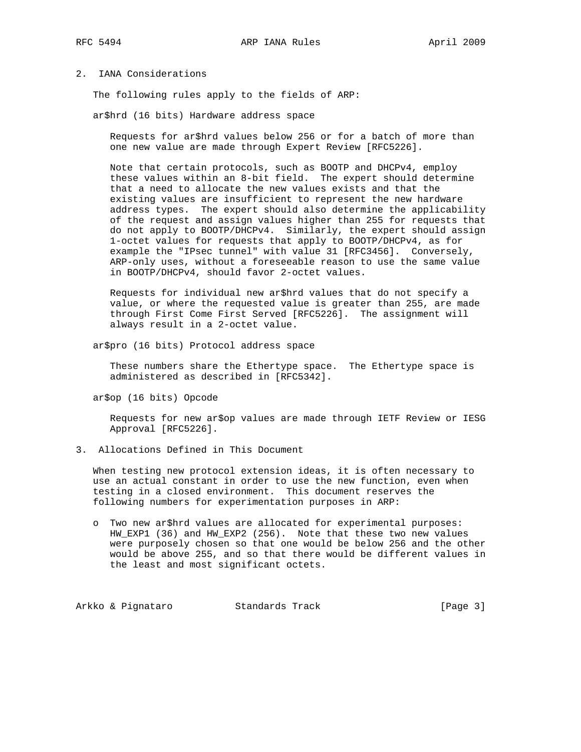## 2. IANA Considerations

The following rules apply to the fields of ARP:

ar$hrd (16 bits) Hardware address space

Requests for ar$hrd values below 256 or for a batch of more than one new value are made through Expert Review [RFC5226].

Note that certain protocols, such as BOOTP and DHCPv4, employ these values within an 8-bit field. The expert should determine that a need to allocate the new values exists and that the existing values are insufficient to represent the new hardware address types. The expert should also determine the applicability of the request and assign values higher than 255 for requests that do not apply to BOOTP/DHCPv4. Similarly, the expert should assign 1-octet values for requests that apply to BOOTP/DHCPv4, as for example the "IPsec tunnel" with value 31 [RFC3456]. Conversely, ARP-only uses, without a foreseeable reason to use the same value in BOOTP/DHCPv4, should favor 2-octet values.

Requests for individual new ar$hrd values that do not specify a value, or where the requested value is greater than 255, are made through First Come First Served [RFC5226]. The assignment will always result in a 2-octet value.

ar$pro (16 bits) Protocol address space

These numbers share the Ethertype space. The Ethertype space is administered as described in [RFC5342].

ar$op (16 bits) Opcode

Requests for new ar$op values are made through IETF Review or IESG Approval [RFC5226].

## 3. Allocations Defined in This Document

When testing new protocol extension ideas, it is often necessary to use an actual constant in order to use the new function, even when testing in a closed environment. This document reserves the following numbers for experimentation purposes in ARP:

- Two new ar$hrd values are allocated for experimental purposes: HW_EXP1 (36) and HW_EXP2 (256). Note that these two new values were purposely chosen so that one would be below 256 and the other would be above 255, and so that there would be different values in the least and most significant octets.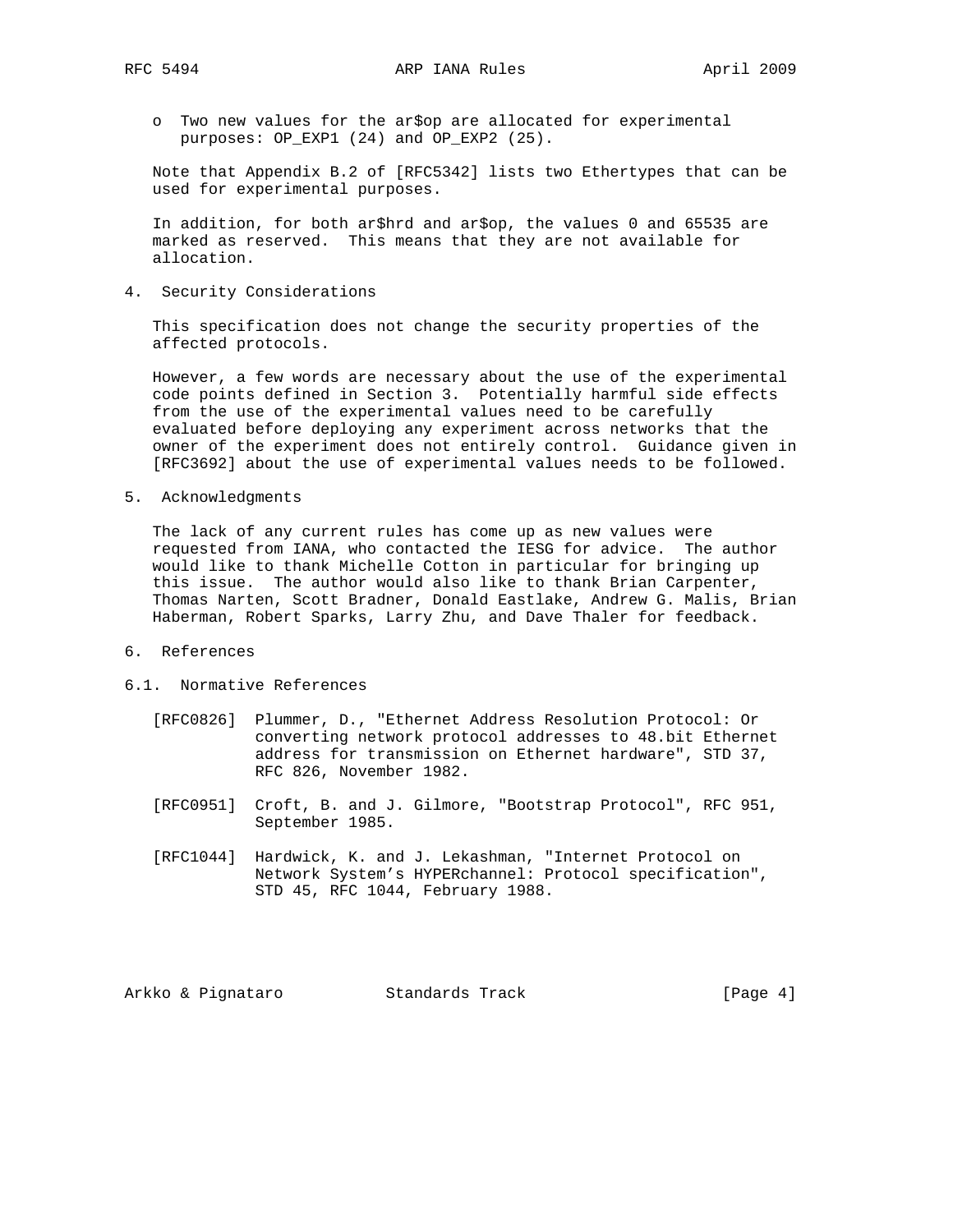- Two new values for the ar$op are allocated for experimental purposes: OP_EXP1 (24) and OP_EXP2 (25).

Note that Appendix B.2 of [RFC5342] lists two Ethertypes that can be used for experimental purposes.

In addition, for both ar$hrd and ar$op, the values 0 and 65535 are marked as reserved. This means that they are not available for allocation.

## 4. Security Considerations

This specification does not change the security properties of the affected protocols.

However, a few words are necessary about the use of the experimental code points defined in Section 3. Potentially harmful side effects from the use of the experimental values need to be carefully evaluated before deploying any experiment across networks that the owner of the experiment does not entirely control. Guidance given in [RFC3692] about the use of experimental values needs to be followed.

## 5. Acknowledgments

The lack of any current rules has come up as new values were requested from IANA, who contacted the IESG for advice. The author would like to thank Michelle Cotton in particular for bringing up this issue. The author would also like to thank Brian Carpenter, Thomas Narten, Scott Bradner, Donald Eastlake, Andrew G. Malis, Brian Haberman, Robert Sparks, Larry Zhu, and Dave Thaler for feedback.

## 6. References

### 6.1. Normative References

[RFC0826] Plummer, D., "Ethernet Address Resolution Protocol: Or converting network protocol addresses to 48.bit Ethernet address for transmission on Ethernet hardware", STD 37, RFC 826, November 1982.

[RFC0951] Croft, B. and J. Gilmore, "Bootstrap Protocol", RFC 951, September 1985.

[RFC1044] Hardwick, K. and J. Lekashman, "Internet Protocol on Network System's HYPERchannel: Protocol specification", STD 45, RFC 1044, February 1988.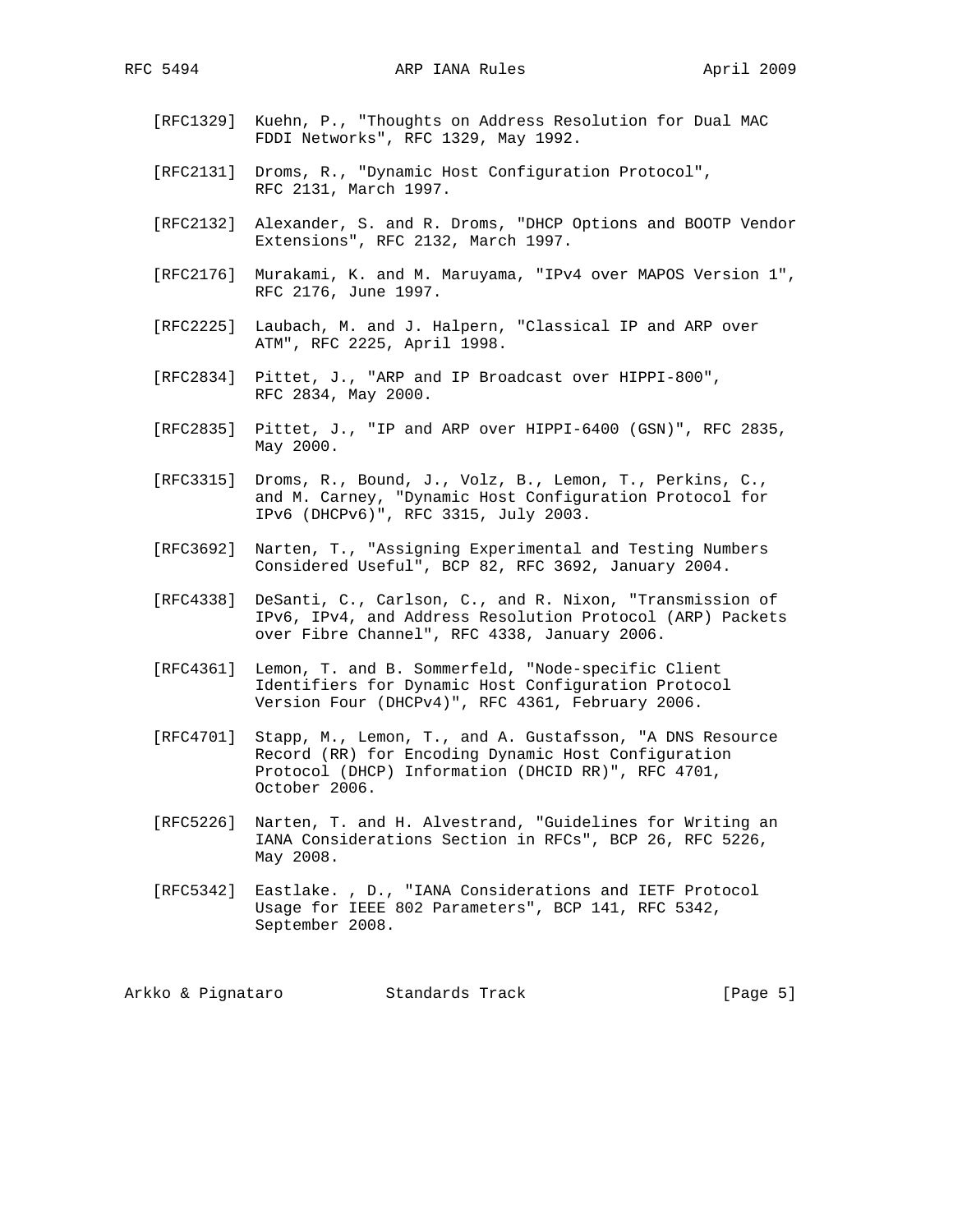[RFC1329] Kuehn, P., "Thoughts on Address Resolution for Dual MAC FDDI Networks", RFC 1329, May 1992.

[RFC2131] Droms, R., "Dynamic Host Configuration Protocol", RFC 2131, March 1997.

[RFC2132] Alexander, S. and R. Droms, "DHCP Options and BOOTP Vendor Extensions", RFC 2132, March 1997.

[RFC2176] Murakami, K. and M. Maruyama, "IPv4 over MAPOS Version 1", RFC 2176, June 1997.

[RFC2225] Laubach, M. and J. Halpern, "Classical IP and ARP over ATM", RFC 2225, April 1998.

[RFC2834] Pittet, J., "ARP and IP Broadcast over HIPPI-800", RFC 2834, May 2000.

[RFC2835] Pittet, J., "IP and ARP over HIPPI-6400 (GSN)", RFC 2835, May 2000.

[RFC3315] Droms, R., Bound, J., Volz, B., Lemon, T., Perkins, C., and M. Carney, "Dynamic Host Configuration Protocol for IPv6 (DHCPv6)", RFC 3315, July 2003.

[RFC3692] Narten, T., "Assigning Experimental and Testing Numbers Considered Useful", BCP 82, RFC 3692, January 2004.

[RFC4338] DeSanti, C., Carlson, C., and R. Nixon, "Transmission of IPv6, IPv4, and Address Resolution Protocol (ARP) Packets over Fibre Channel", RFC 4338, January 2006.

[RFC4361] Lemon, T. and B. Sommerfeld, "Node-specific Client Identifiers for Dynamic Host Configuration Protocol Version Four (DHCPv4)", RFC 4361, February 2006.

[RFC4701] Stapp, M., Lemon, T., and A. Gustafsson, "A DNS Resource Record (RR) for Encoding Dynamic Host Configuration Protocol (DHCP) Information (DHCID RR)", RFC 4701, October 2006.

[RFC5226] Narten, T. and H. Alvestrand, "Guidelines for Writing an IANA Considerations Section in RFCs", BCP 26, RFC 5226, May 2008.

[RFC5342] Eastlake. , D., "IANA Considerations and IETF Protocol Usage for IEEE 802 Parameters", BCP 141, RFC 5342, September 2008.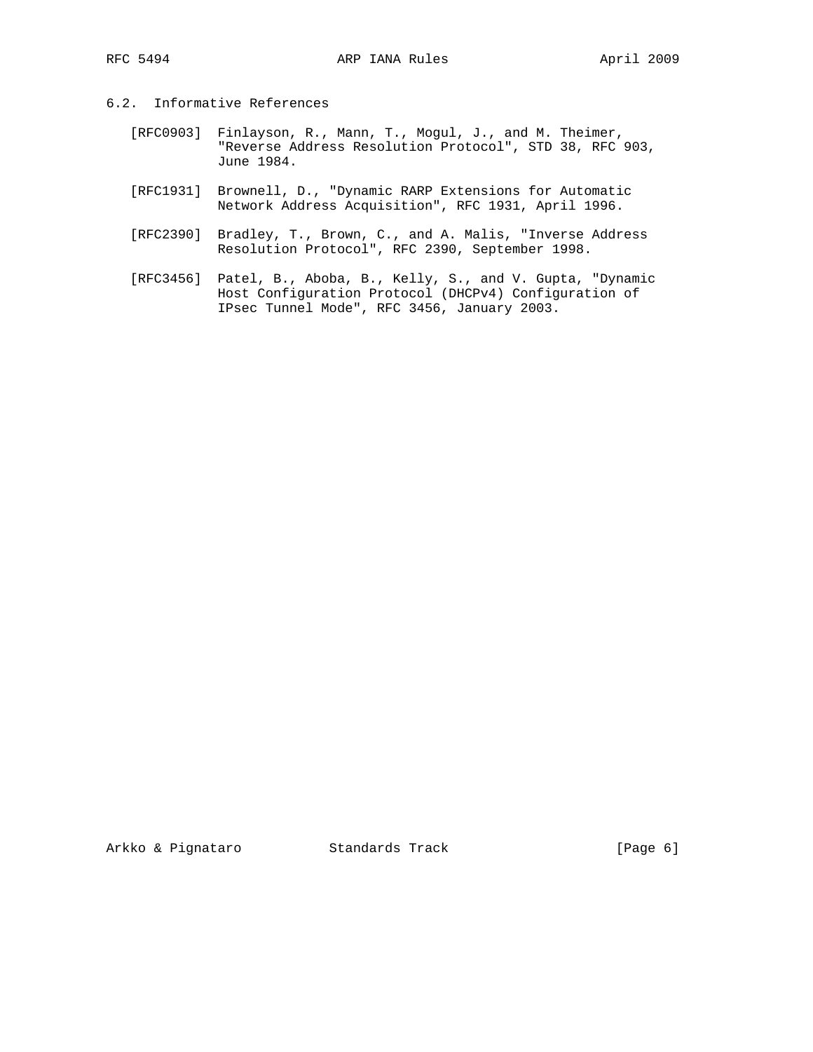### 6.2. Informative References

[RFC0903] Finlayson, R., Mann, T., Mogul, J., and M. Theimer, "Reverse Address Resolution Protocol", STD 38, RFC 903, June 1984.

[RFC1931] Brownell, D., "Dynamic RARP Extensions for Automatic Network Address Acquisition", RFC 1931, April 1996.

[RFC2390] Bradley, T., Brown, C., and A. Malis, "Inverse Address Resolution Protocol", RFC 2390, September 1998.

[RFC3456] Patel, B., Aboba, B., Kelly, S., and V. Gupta, "Dynamic Host Configuration Protocol (DHCPv4) Configuration of IPsec Tunnel Mode", RFC 3456, January 2003.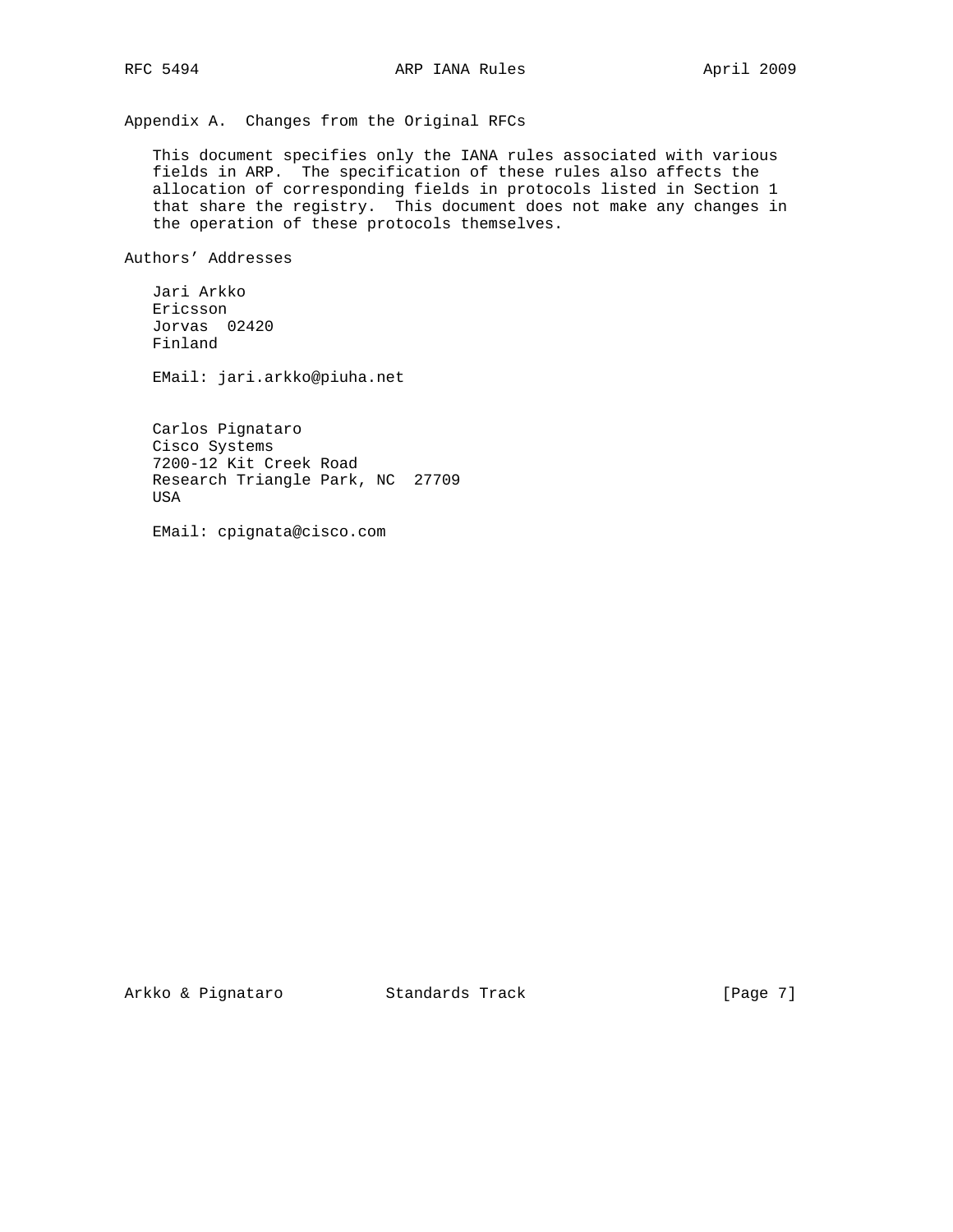## Appendix A.  Changes from the Original RFCs

This document specifies only the IANA rules associated with various fields in ARP. The specification of these rules also affects the allocation of corresponding fields in protocols listed in Section 1 that share the registry. This document does not make any changes in the operation of these protocols themselves.

## Authors' Addresses

Jari Arkko
Ericsson
Jorvas  02420
Finland

EMail: jari.arkko@piuha.net

Carlos Pignataro
Cisco Systems
7200-12 Kit Creek Road
Research Triangle Park, NC  27709
USA

EMail: cpignata@cisco.com